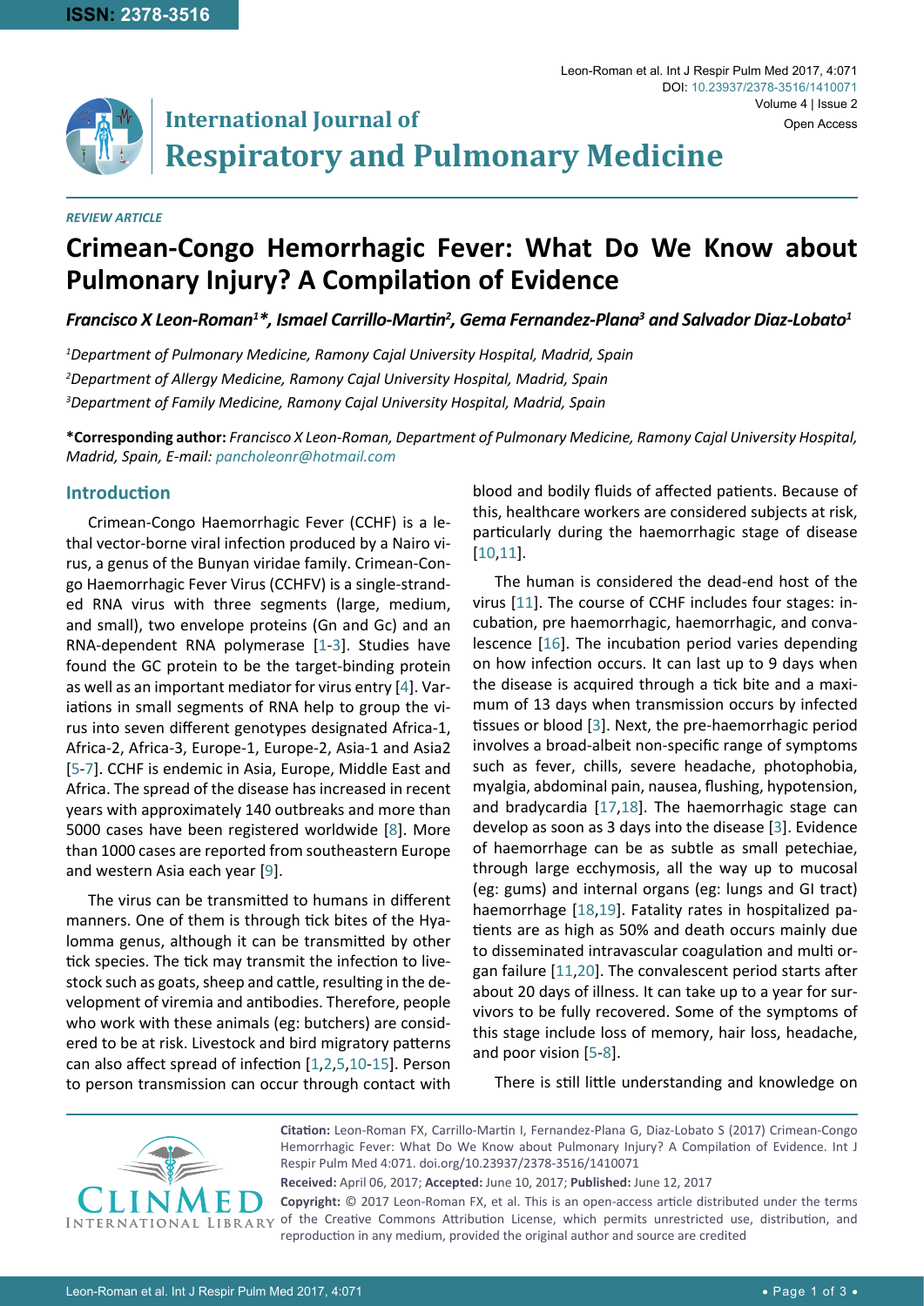ISSN: 2378-3516

Leon-Roman et al. Int J Respir Pulm Med 2017, 4:071

DOI: 10.23937/2378-3516/1410071

Volume 4 | Issue 2

Open Access

# International Journal of Respiratory and Pulmonary Medicine

*REVIEW ARTICLE*

# Crimean-Congo Hemorrhagic Fever: What Do We Know about Pulmonary Injury? A Compilation of Evidence

***Francisco X Leon-Roman[1]\*, Ismael Carrillo-Martin[2], Gema Fernandez-Plana[3] and Salvador Diaz-Lobato[1]***

*[1]Department of Pulmonary Medicine, Ramony Cajal University Hospital, Madrid, Spain*

*[2]Department of Allergy Medicine, Ramony Cajal University Hospital, Madrid, Spain*

*[3]Department of Family Medicine, Ramony Cajal University Hospital, Madrid, Spain*

**\*Corresponding author:** *Francisco X Leon-Roman, Department of Pulmonary Medicine, Ramony Cajal University Hospital, Madrid, Spain, E-mail: pancholeonr@hotmail.com*

## Introduction

Crimean-Congo Haemorrhagic Fever (CCHF) is a lethal vector-borne viral infection produced by a Nairo virus, a genus of the Bunyan viridae family. Crimean-Congo Haemorrhagic Fever Virus (CCHFV) is a single-stranded RNA virus with three segments (large, medium, and small), two envelope proteins (Gn and Gc) and an RNA-dependent RNA polymerase [1-3]. Studies have found the GC protein to be the target-binding protein as well as an important mediator for virus entry [4]. Variations in small segments of RNA help to group the virus into seven different genotypes designated Africa-1, Africa-2, Africa-3, Europe-1, Europe-2, Asia-1 and Asia2 [5-7]. CCHF is endemic in Asia, Europe, Middle East and Africa. The spread of the disease has increased in recent years with approximately 140 outbreaks and more than 5000 cases have been registered worldwide [8]. More than 1000 cases are reported from southeastern Europe and western Asia each year [9].

The virus can be transmitted to humans in different manners. One of them is through tick bites of the Hyalomma genus, although it can be transmitted by other tick species. The tick may transmit the infection to livestock such as goats, sheep and cattle, resulting in the development of viremia and antibodies. Therefore, people who work with these animals (eg: butchers) are considered to be at risk. Livestock and bird migratory patterns can also affect spread of infection [1,2,5,10-15]. Person to person transmission can occur through contact with blood and bodily fluids of affected patients. Because of this, healthcare workers are considered subjects at risk, particularly during the haemorrhagic stage of disease [10,11].

The human is considered the dead-end host of the virus [11]. The course of CCHF includes four stages: incubation, pre haemorrhagic, haemorrhagic, and convalescence [16]. The incubation period varies depending on how infection occurs. It can last up to 9 days when the disease is acquired through a tick bite and a maximum of 13 days when transmission occurs by infected tissues or blood [3]. Next, the pre-haemorrhagic period involves a broad-albeit non-specific range of symptoms such as fever, chills, severe headache, photophobia, myalgia, abdominal pain, nausea, flushing, hypotension, and bradycardia [17,18]. The haemorrhagic stage can develop as soon as 3 days into the disease [3]. Evidence of haemorrhage can be as subtle as small petechiae, through large ecchymosis, all the way up to mucosal (eg: gums) and internal organs (eg: lungs and GI tract) haemorrhage [18,19]. Fatality rates in hospitalized patients are as high as 50% and death occurs mainly due to disseminated intravascular coagulation and multi organ failure [11,20]. The convalescent period starts after about 20 days of illness. It can take up to a year for survivors to be fully recovered. Some of the symptoms of this stage include loss of memory, hair loss, headache, and poor vision [5-8].

There is still little understanding and knowledge on

**Citation:** Leon-Roman FX, Carrillo-Martin I, Fernandez-Plana G, Diaz-Lobato S (2017) Crimean-Congo Hemorrhagic Fever: What Do We Know about Pulmonary Injury? A Compilation of Evidence. Int J Respir Pulm Med 4:071. doi.org/10.23937/2378-3516/1410071

**Received:** April 06, 2017; **Accepted:** June 10, 2017; **Published:** June 12, 2017

**Copyright:** © 2017 Leon-Roman FX, et al. This is an open-access article distributed under the terms of the Creative Commons Attribution License, which permits unrestricted use, distribution, and reproduction in any medium, provided the original author and source are credited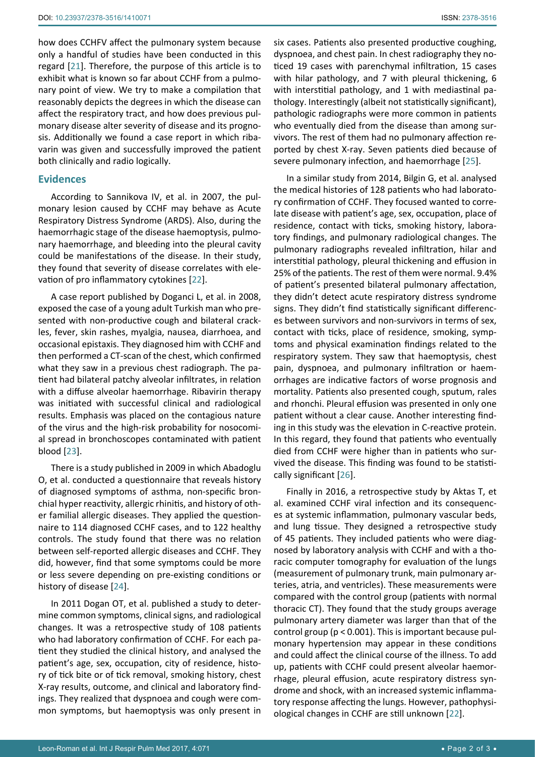how does CCHFV affect the pulmonary system because only a handful of studies have been conducted in this regard [21]. Therefore, the purpose of this article is to exhibit what is known so far about CCHF from a pulmonary point of view. We try to make a compilation that reasonably depicts the degrees in which the disease can affect the respiratory tract, and how does previous pulmonary disease alter severity of disease and its prognosis. Additionally we found a case report in which ribavarin was given and successfully improved the patient both clinically and radio logically.

## Evidences

According to Sannikova IV, et al. in 2007, the pulmonary lesion caused by CCHF may behave as Acute Respiratory Distress Syndrome (ARDS). Also, during the haemorrhagic stage of the disease haemoptysis, pulmonary haemorrhage, and bleeding into the pleural cavity could be manifestations of the disease. In their study, they found that severity of disease correlates with elevation of pro inflammatory cytokines [22].

A case report published by Doganci L, et al. in 2008, exposed the case of a young adult Turkish man who presented with non-productive cough and bilateral crackles, fever, skin rashes, myalgia, nausea, diarrhoea, and occasional epistaxis. They diagnosed him with CCHF and then performed a CT-scan of the chest, which confirmed what they saw in a previous chest radiograph. The patient had bilateral patchy alveolar infiltrates, in relation with a diffuse alveolar haemorrhage. Ribavirin therapy was initiated with successful clinical and radiological results. Emphasis was placed on the contagious nature of the virus and the high-risk probability for nosocomial spread in bronchoscopes contaminated with patient blood [23].

There is a study published in 2009 in which Abadoglu O, et al. conducted a questionnaire that reveals history of diagnosed symptoms of asthma, non-specific bronchial hyper reactivity, allergic rhinitis, and history of other familial allergic diseases. They applied the questionnaire to 114 diagnosed CCHF cases, and to 122 healthy controls. The study found that there was no relation between self-reported allergic diseases and CCHF. They did, however, find that some symptoms could be more or less severe depending on pre-existing conditions or history of disease [24].

In 2011 Dogan OT, et al. published a study to determine common symptoms, clinical signs, and radiological changes. It was a retrospective study of 108 patients who had laboratory confirmation of CCHF. For each patient they studied the clinical history, and analysed the patient's age, sex, occupation, city of residence, history of tick bite or of tick removal, smoking history, chest X-ray results, outcome, and clinical and laboratory findings. They realized that dyspnoea and cough were common symptoms, but haemoptysis was only present in six cases. Patients also presented productive coughing, dyspnoea, and chest pain. In chest radiography they noticed 19 cases with parenchymal infiltration, 15 cases with hilar pathology, and 7 with pleural thickening, 6 with interstitial pathology, and 1 with mediastinal pathology. Interestingly (albeit not statistically significant), pathologic radiographs were more common in patients who eventually died from the disease than among survivors. The rest of them had no pulmonary affection reported by chest X-ray. Seven patients died because of severe pulmonary infection, and haemorrhage [25].

In a similar study from 2014, Bilgin G, et al. analysed the medical histories of 128 patients who had laboratory confirmation of CCHF. They focused wanted to correlate disease with patient's age, sex, occupation, place of residence, contact with ticks, smoking history, laboratory findings, and pulmonary radiological changes. The pulmonary radiographs revealed infiltration, hilar and interstitial pathology, pleural thickening and effusion in 25% of the patients. The rest of them were normal. 9.4% of patient's presented bilateral pulmonary affectation, they didn't detect acute respiratory distress syndrome signs. They didn't find statistically significant differences between survivors and non-survivors in terms of sex, contact with ticks, place of residence, smoking, symptoms and physical examination findings related to the respiratory system. They saw that haemoptysis, chest pain, dyspnoea, and pulmonary infiltration or haemorrhages are indicative factors of worse prognosis and mortality. Patients also presented cough, sputum, rales and rhonchi. Pleural effusion was presented in only one patient without a clear cause. Another interesting finding in this study was the elevation in C-reactive protein. In this regard, they found that patients who eventually died from CCHF were higher than in patients who survived the disease. This finding was found to be statistically significant [26].

Finally in 2016, a retrospective study by Aktas T, et al. examined CCHF viral infection and its consequences at systemic inflammation, pulmonary vascular beds, and lung tissue. They designed a retrospective study of 45 patients. They included patients who were diagnosed by laboratory analysis with CCHF and with a thoracic computer tomography for evaluation of the lungs (measurement of pulmonary trunk, main pulmonary arteries, atria, and ventricles). These measurements were compared with the control group (patients with normal thoracic CT). They found that the study groups average pulmonary artery diameter was larger than that of the control group ($p < 0.001$). This is important because pulmonary hypertension may appear in these conditions and could affect the clinical course of the illness. To add up, patients with CCHF could present alveolar haemorrhage, pleural effusion, acute respiratory distress syndrome and shock, with an increased systemic inflammatory response affecting the lungs. However, pathophysiological changes in CCHF are still unknown [22].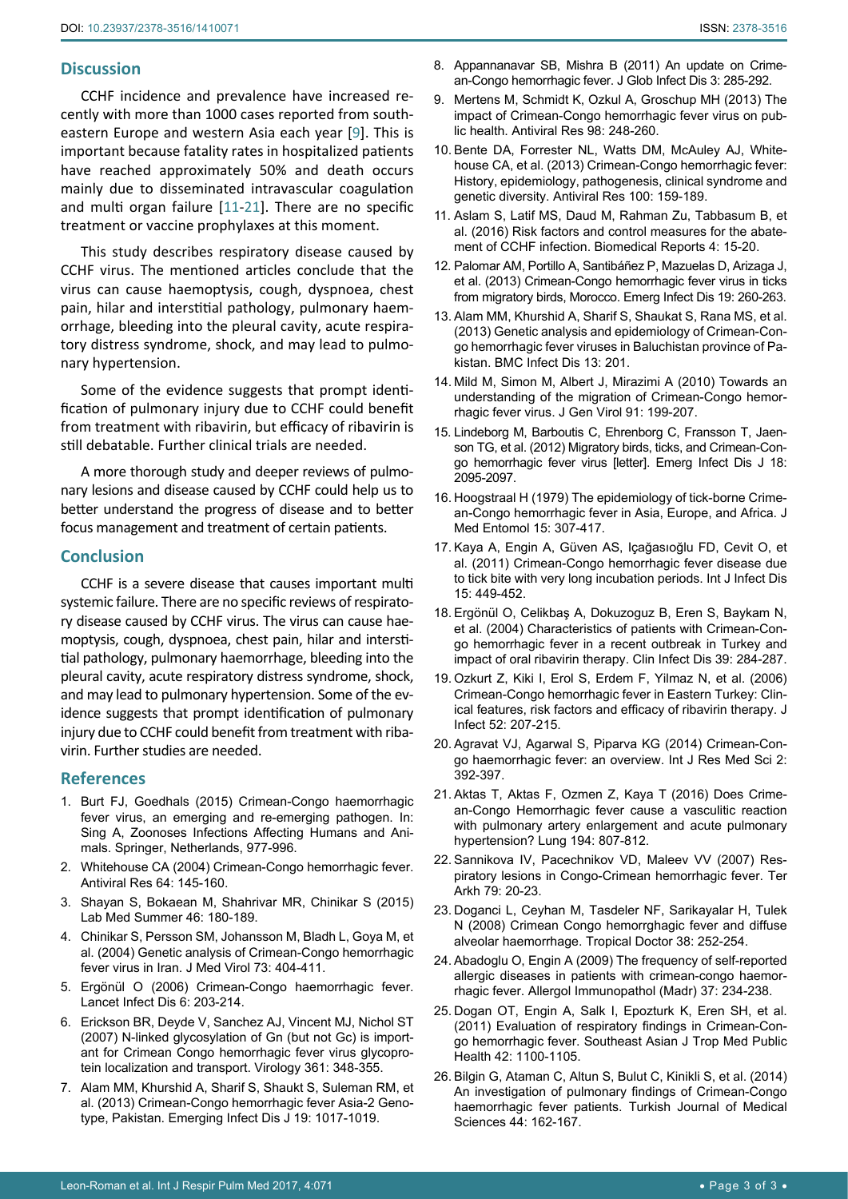## Discussion

CCHF incidence and prevalence have increased recently with more than 1000 cases reported from southeastern Europe and western Asia each year [9]. This is important because fatality rates in hospitalized patients have reached approximately 50% and death occurs mainly due to disseminated intravascular coagulation and multi organ failure [11-21]. There are no specific treatment or vaccine prophylaxes at this moment.

This study describes respiratory disease caused by CCHF virus. The mentioned articles conclude that the virus can cause haemoptysis, cough, dyspnoea, chest pain, hilar and interstitial pathology, pulmonary haemorrhage, bleeding into the pleural cavity, acute respiratory distress syndrome, shock, and may lead to pulmonary hypertension.

Some of the evidence suggests that prompt identification of pulmonary injury due to CCHF could benefit from treatment with ribavirin, but efficacy of ribavirin is still debatable. Further clinical trials are needed.

A more thorough study and deeper reviews of pulmonary lesions and disease caused by CCHF could help us to better understand the progress of disease and to better focus management and treatment of certain patients.

## Conclusion

CCHF is a severe disease that causes important multi systemic failure. There are no specific reviews of respiratory disease caused by CCHF virus. The virus can cause haemoptysis, cough, dyspnoea, chest pain, hilar and interstitial pathology, pulmonary haemorrhage, bleeding into the pleural cavity, acute respiratory distress syndrome, shock, and may lead to pulmonary hypertension. Some of the evidence suggests that prompt identification of pulmonary injury due to CCHF could benefit from treatment with ribavirin. Further studies are needed.

## References

1. Burt FJ, Goedhals (2015) Crimean-Congo haemorrhagic fever virus, an emerging and re-emerging pathogen. In: Sing A, Zoonoses Infections Affecting Humans and Animals. Springer, Netherlands, 977-996.
2. Whitehouse CA (2004) Crimean-Congo hemorrhagic fever. Antiviral Res 64: 145-160.
3. Shayan S, Bokaean M, Shahrivar MR, Chinikar S (2015) Lab Med Summer 46: 180-189.
4. Chinikar S, Persson SM, Johansson M, Bladh L, Goya M, et al. (2004) Genetic analysis of Crimean-Congo hemorrhagic fever virus in Iran. J Med Virol 73: 404-411.
5. Ergönül O (2006) Crimean-Congo haemorrhagic fever. Lancet Infect Dis 6: 203-214.
6. Erickson BR, Deyde V, Sanchez AJ, Vincent MJ, Nichol ST (2007) N-linked glycosylation of Gn (but not Gc) is important for Crimean Congo hemorrhagic fever virus glycoprotein localization and transport. Virology 361: 348-355.
7. Alam MM, Khurshid A, Sharif S, Shaukt S, Suleman RM, et al. (2013) Crimean-Congo hemorrhagic fever Asia-2 Genotype, Pakistan. Emerging Infect Dis J 19: 1017-1019.
8. Appannanavar SB, Mishra B (2011) An update on Crimean-Congo hemorrhagic fever. J Glob Infect Dis 3: 285-292.
9. Mertens M, Schmidt K, Ozkul A, Groschup MH (2013) The impact of Crimean-Congo hemorrhagic fever virus on public health. Antiviral Res 98: 248-260.
10. Bente DA, Forrester NL, Watts DM, McAuley AJ, Whitehouse CA, et al. (2013) Crimean-Congo hemorrhagic fever: History, epidemiology, pathogenesis, clinical syndrome and genetic diversity. Antiviral Res 100: 159-189.
11. Aslam S, Latif MS, Daud M, Rahman Zu, Tabbasum B, et al. (2016) Risk factors and control measures for the abatement of CCHF infection. Biomedical Reports 4: 15-20.
12. Palomar AM, Portillo A, Santibáñez P, Mazuelas D, Arizaga J, et al. (2013) Crimean-Congo hemorrhagic fever virus in ticks from migratory birds, Morocco. Emerg Infect Dis 19: 260-263.
13. Alam MM, Khurshid A, Sharif S, Shaukat S, Rana MS, et al. (2013) Genetic analysis and epidemiology of Crimean-Congo hemorrhagic fever viruses in Baluchistan province of Pakistan. BMC Infect Dis 13: 201.
14. Mild M, Simon M, Albert J, Mirazimi A (2010) Towards an understanding of the migration of Crimean-Congo hemorrhagic fever virus. J Gen Virol 91: 199-207.
15. Lindeborg M, Barboutis C, Ehrenborg C, Fransson T, Jaenson TG, et al. (2012) Migratory birds, ticks, and Crimean-Congo hemorrhagic fever virus [letter]. Emerg Infect Dis J 18: 2095-2097.
16. Hoogstraal H (1979) The epidemiology of tick-borne Crimean-Congo hemorrhagic fever in Asia, Europe, and Africa. J Med Entomol 15: 307-417.
17. Kaya A, Engin A, Güven AS, Içağasıoğlu FD, Cevit O, et al. (2011) Crimean-Congo hemorrhagic fever disease due to tick bite with very long incubation periods. Int J Infect Dis 15: 449-452.
18. Ergönül O, Celikbaş A, Dokuzoguz B, Eren S, Baykam N, et al. (2004) Characteristics of patients with Crimean-Congo hemorrhagic fever in a recent outbreak in Turkey and impact of oral ribavirin therapy. Clin Infect Dis 39: 284-287.
19. Ozkurt Z, Kiki I, Erol S, Erdem F, Yilmaz N, et al. (2006) Crimean-Congo hemorrhagic fever in Eastern Turkey: Clinical features, risk factors and efficacy of ribavirin therapy. J Infect 52: 207-215.
20. Agrawal VJ, Agarwal S, Piparva KG (2014) Crimean-Congo haemorrhagic fever: an overview. Int J Res Med Sci 2: 392-397.
21. Aktas T, Aktas F, Ozmen Z, Kaya T (2016) Does Crimean-Congo Hemorrhagic fever cause a vasculitic reaction with pulmonary artery enlargement and acute pulmonary hypertension? Lung 194: 807-812.
22. Sannikova IV, Pacechnikov VD, Maleev VV (2007) Respiratory lesions in Congo-Crimean hemorrhagic fever. Ter Arkh 79: 20-23.
23. Doganci L, Ceyhan M, Tasdeler NF, Sarikayalar H, Tulek N (2008) Crimean Congo hemorrghagic fever and diffuse alveolar haemorrhage. Tropical Doctor 38: 252-254.
24. Abadoglu O, Engin A (2009) The frequency of self-reported allergic diseases in patients with crimean-congo haemorrhagic fever. Allergol Immunopathol (Madr) 37: 234-238.
25. Dogan OT, Engin A, Salk I, Epozturk K, Eren SH, et al. (2011) Evaluation of respiratory findings in Crimean-Congo hemorrhagic fever. Southeast Asian J Trop Med Public Health 42: 1100-1105.
26. Bilgin G, Ataman C, Altun S, Bulut C, Kinikli S, et al. (2014) An investigation of pulmonary findings of Crimean-Congo haemorrhagic fever patients. Turkish Journal of Medical Sciences 44: 162-167.